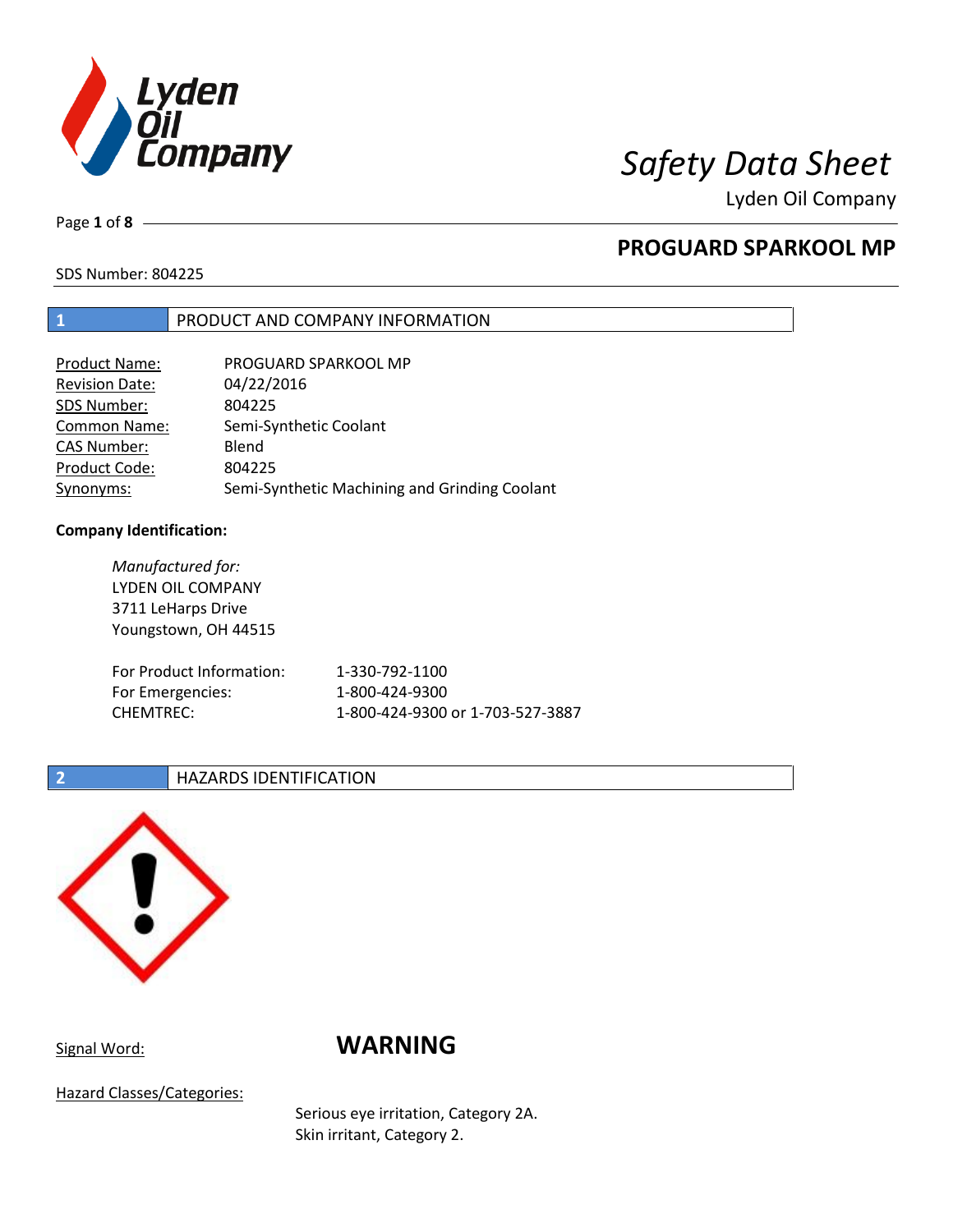# Safety Data Sheet

Lyden Oil Company

## PROGUARD SPARKOOL MP

SDS Number: 804225

## 1 PRODUCT AND COMPANY INFORMATION

| | |
|---|---|
| Product Name: | PROGUARD SPARKOOL MP |
| Revision Date: | 04/22/2016 |
| SDS Number: | 804225 |
| Common Name: | Semi-Synthetic Coolant |
| CAS Number: | Blend |
| Product Code: | 804225 |
| Synonyms: | Semi-Synthetic Machining and Grinding Coolant |

**Company Identification:**

*Manufactured for:*
LYDEN OIL COMPANY
3711 LeHarps Drive
Youngstown, OH 44515

| | |
|---|---|
| For Product Information: | 1-330-792-1100 |
| For Emergencies: | 1-800-424-9300 |
| CHEMTREC: | 1-800-424-9300 or 1-703-527-3887 |

## 2 HAZARDS IDENTIFICATION

Signal Word: **WARNING**

Hazard Classes/Categories:

Serious eye irritation, Category 2A.
Skin irritant, Category 2.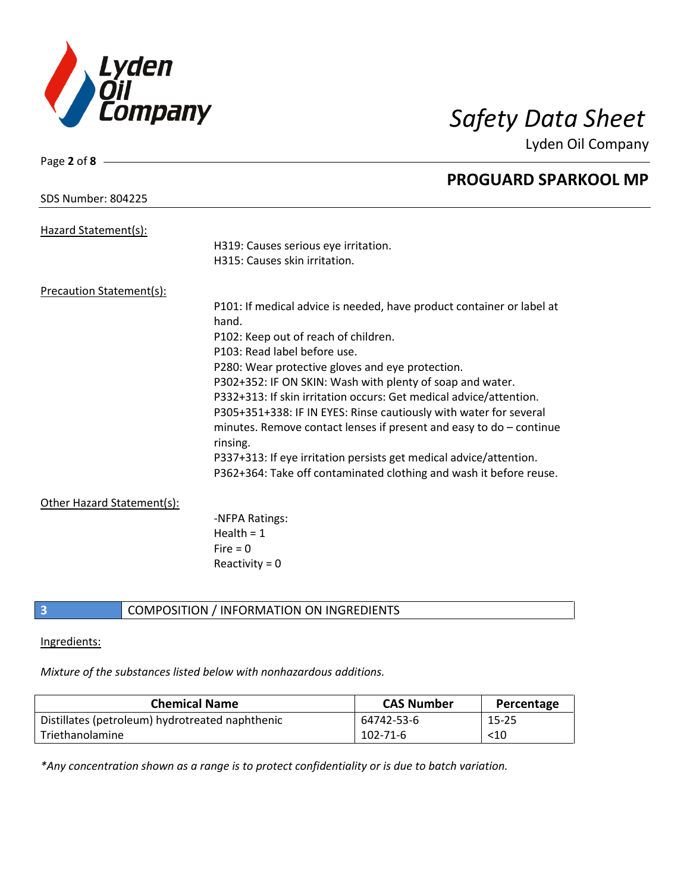Hazard Statement(s):

H319: Causes serious eye irritation.
H315: Causes skin irritation.

Precaution Statement(s):

P101: If medical advice is needed, have product container or label at hand.
P102: Keep out of reach of children.
P103: Read label before use.
P280: Wear protective gloves and eye protection.
P302+352: IF ON SKIN: Wash with plenty of soap and water.
P332+313: If skin irritation occurs: Get medical advice/attention.
P305+351+338: IF IN EYES: Rinse cautiously with water for several minutes. Remove contact lenses if present and easy to do – continue rinsing.
P337+313: If eye irritation persists get medical advice/attention.
P362+364: Take off contaminated clothing and wash it before reuse.

Other Hazard Statement(s):

-NFPA Ratings:
Health = 1
Fire = 0
Reactivity = 0

## 3 COMPOSITION / INFORMATION ON INGREDIENTS

Ingredients:

*Mixture of the substances listed below with nonhazardous additions.*

| Chemical Name | CAS Number | Percentage |
|---|---|---|
| Distillates (petroleum) hydrotreated naphthenic | 64742-53-6 | 15-25 |
| Triethanolamine | 102-71-6 | <10 |

*\*Any concentration shown as a range is to protect confidentiality or is due to batch variation.*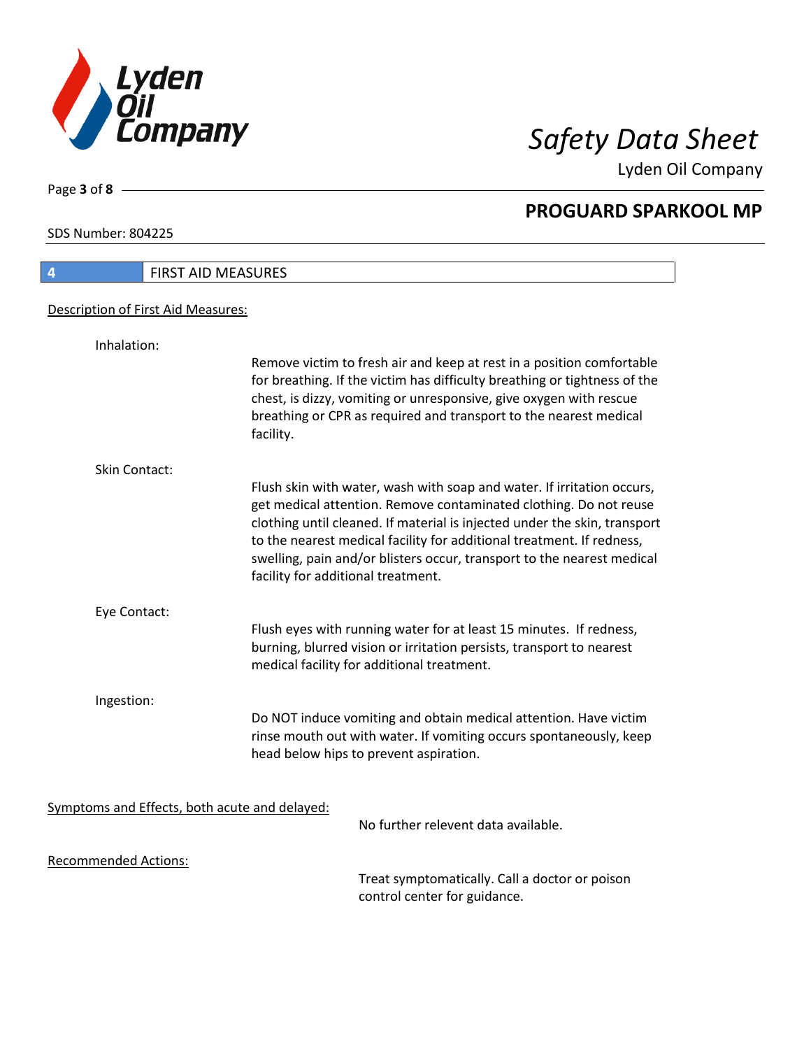## 4 FIRST AID MEASURES

Description of First Aid Measures:

Inhalation:

Remove victim to fresh air and keep at rest in a position comfortable for breathing. If the victim has difficulty breathing or tightness of the chest, is dizzy, vomiting or unresponsive, give oxygen with rescue breathing or CPR as required and transport to the nearest medical facility.

Skin Contact:

Flush skin with water, wash with soap and water. If irritation occurs, get medical attention. Remove contaminated clothing. Do not reuse clothing until cleaned. If material is injected under the skin, transport to the nearest medical facility for additional treatment. If redness, swelling, pain and/or blisters occur, transport to the nearest medical facility for additional treatment.

Eye Contact:

Flush eyes with running water for at least 15 minutes. If redness, burning, blurred vision or irritation persists, transport to nearest medical facility for additional treatment.

Ingestion:

Do NOT induce vomiting and obtain medical attention. Have victim rinse mouth out with water. If vomiting occurs spontaneously, keep head below hips to prevent aspiration.

Symptoms and Effects, both acute and delayed:

No further relevent data available.

Recommended Actions:

Treat symptomatically. Call a doctor or poison control center for guidance.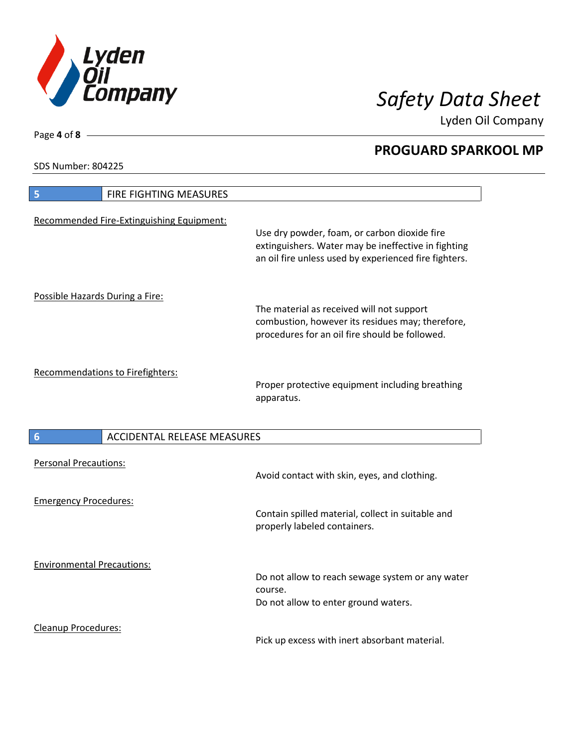## 5 FIRE FIGHTING MEASURES

Recommended Fire-Extinguishing Equipment:

Use dry powder, foam, or carbon dioxide fire extinguishers. Water may be ineffective in fighting an oil fire unless used by experienced fire fighters.

Possible Hazards During a Fire:

The material as received will not support combustion, however its residues may; therefore, procedures for an oil fire should be followed.

Recommendations to Firefighters:

Proper protective equipment including breathing apparatus.

## 6 ACCIDENTAL RELEASE MEASURES

Personal Precautions:

Avoid contact with skin, eyes, and clothing.

Emergency Procedures:

Contain spilled material, collect in suitable and properly labeled containers.

Environmental Precautions:

Do not allow to reach sewage system or any water course.
Do not allow to enter ground waters.

Cleanup Procedures:

Pick up excess with inert absorbant material.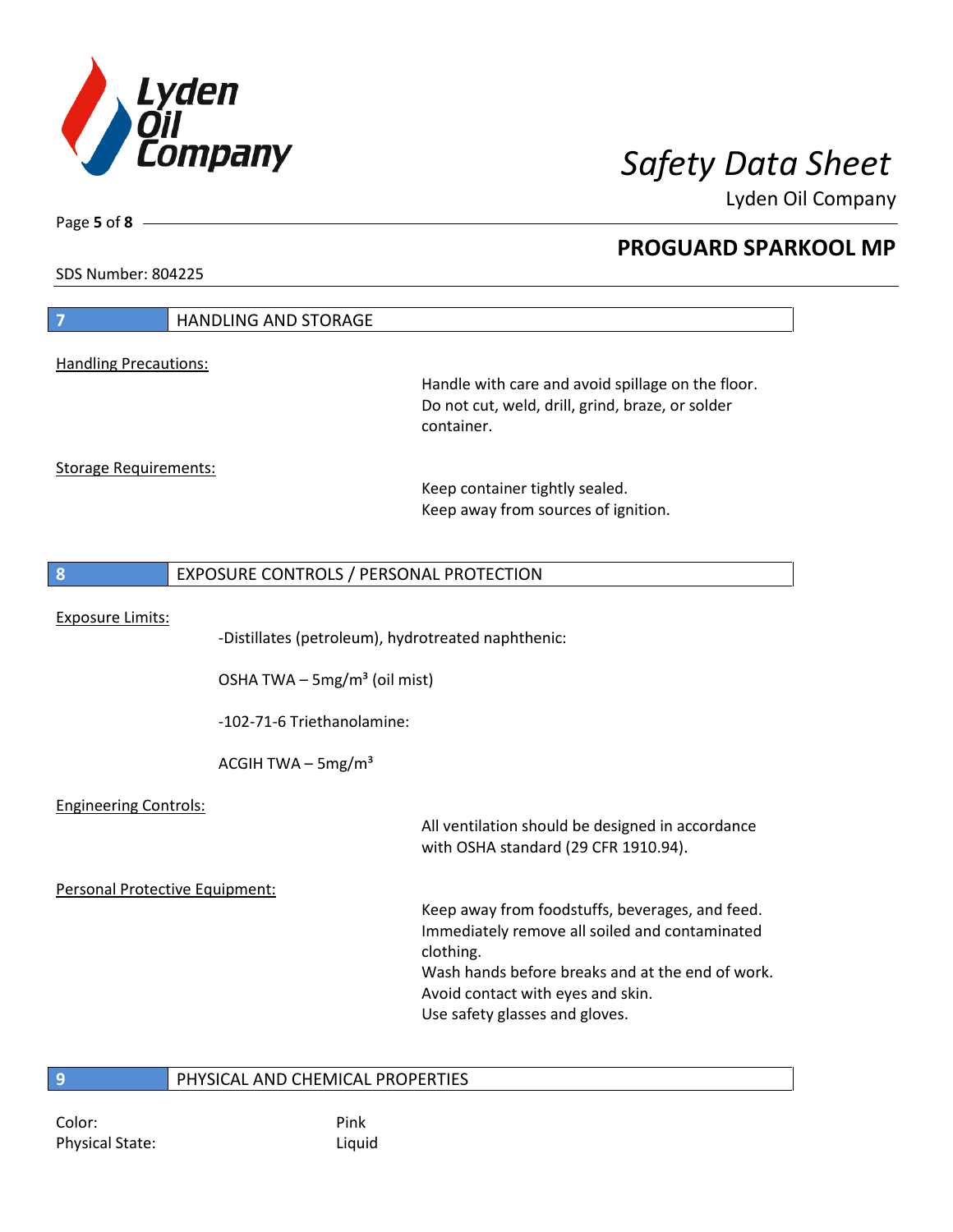## 7 HANDLING AND STORAGE

Handling Precautions:

Handle with care and avoid spillage on the floor.
Do not cut, weld, drill, grind, braze, or solder container.

Storage Requirements:

Keep container tightly sealed.
Keep away from sources of ignition.

## 8 EXPOSURE CONTROLS / PERSONAL PROTECTION

Exposure Limits:

-Distillates (petroleum), hydrotreated naphthenic:

OSHA TWA – 5mg/m³ (oil mist)

-102-71-6 Triethanolamine:

ACGIH TWA – 5mg/m³

Engineering Controls:

All ventilation should be designed in accordance with OSHA standard (29 CFR 1910.94).

Personal Protective Equipment:

Keep away from foodstuffs, beverages, and feed.
Immediately remove all soiled and contaminated clothing.
Wash hands before breaks and at the end of work.
Avoid contact with eyes and skin.
Use safety glasses and gloves.

## 9 PHYSICAL AND CHEMICAL PROPERTIES

Color: Pink
Physical State: Liquid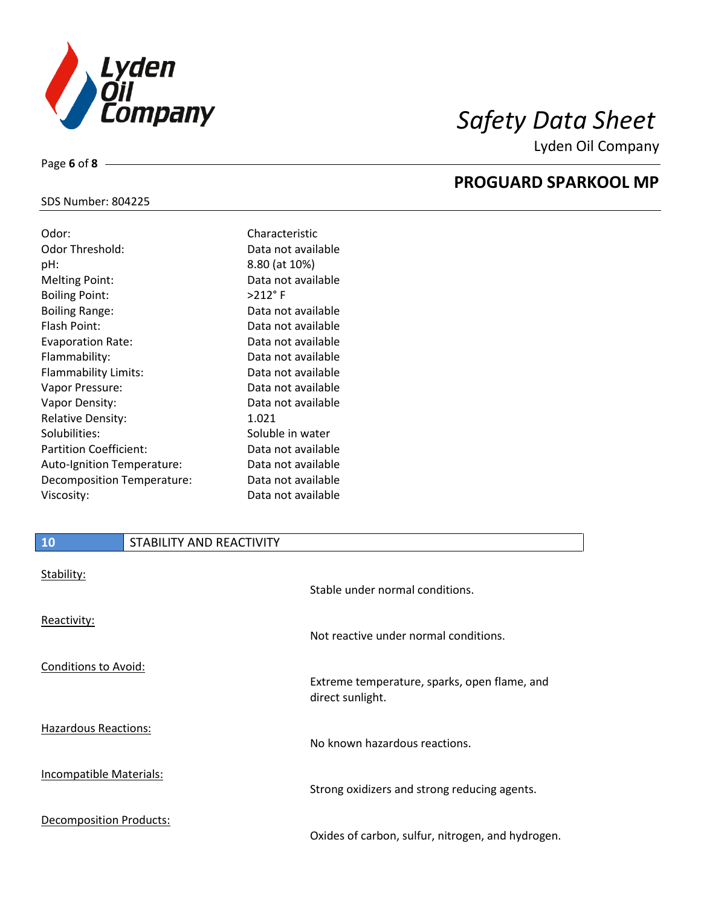| | |
|---|---|
| Odor: | Characteristic |
| Odor Threshold: | Data not available |
| pH: | 8.80 (at 10%) |
| Melting Point: | Data not available |
| Boiling Point: | >212° F |
| Boiling Range: | Data not available |
| Flash Point: | Data not available |
| Evaporation Rate: | Data not available |
| Flammability: | Data not available |
| Flammability Limits: | Data not available |
| Vapor Pressure: | Data not available |
| Vapor Density: | Data not available |
| Relative Density: | 1.021 |
| Solubilities: | Soluble in water |
| Partition Coefficient: | Data not available |
| Auto-Ignition Temperature: | Data not available |
| Decomposition Temperature: | Data not available |
| Viscosity: | Data not available |

## 10 STABILITY AND REACTIVITY

| | |
|---|---|
| Stability: | Stable under normal conditions. |
| Reactivity: | Not reactive under normal conditions. |
| Conditions to Avoid: | Extreme temperature, sparks, open flame, and direct sunlight. |
| Hazardous Reactions: | No known hazardous reactions. |
| Incompatible Materials: | Strong oxidizers and strong reducing agents. |
| Decomposition Products: | Oxides of carbon, sulfur, nitrogen, and hydrogen. |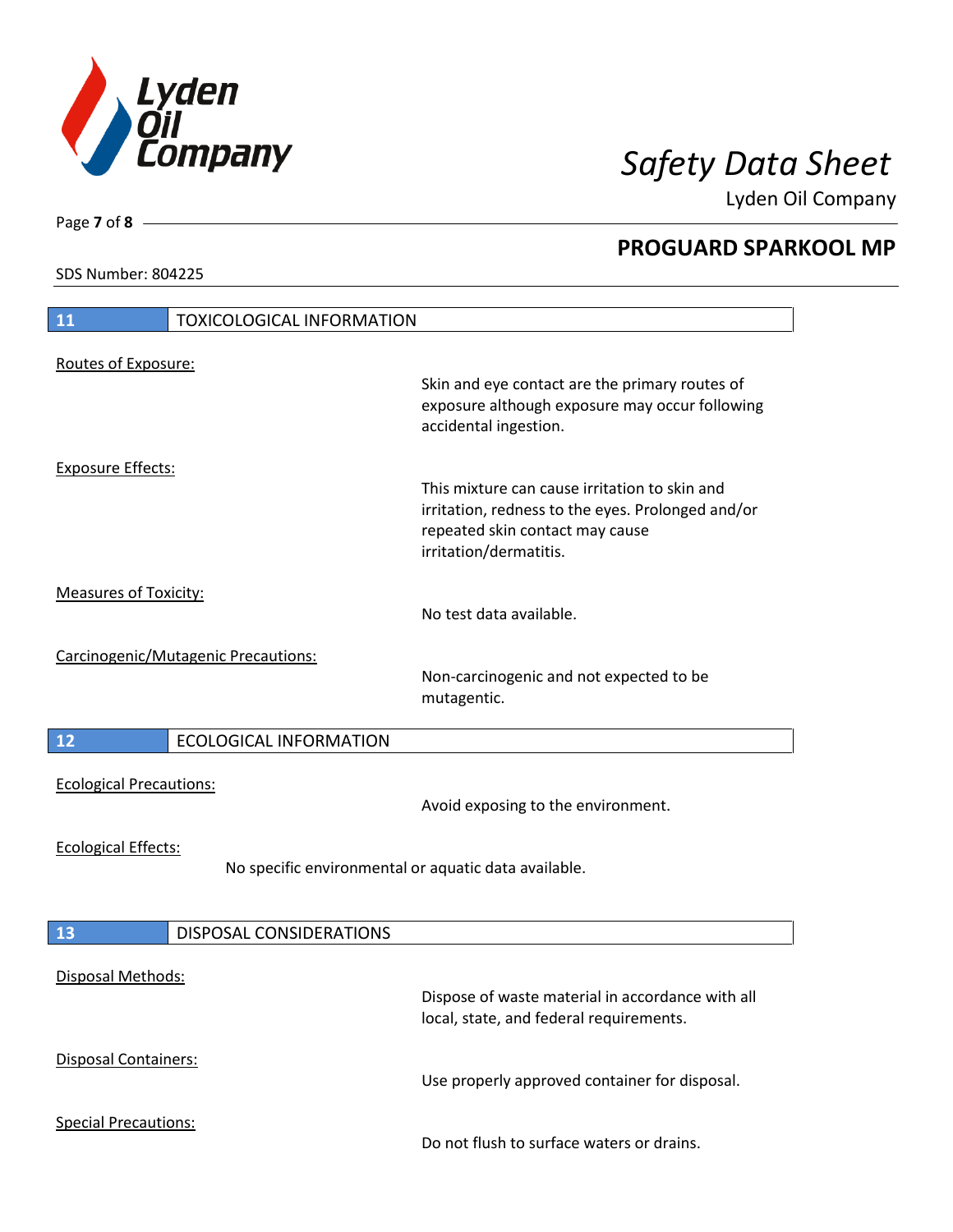## 11 TOXICOLOGICAL INFORMATION

Routes of Exposure:

Skin and eye contact are the primary routes of exposure although exposure may occur following accidental ingestion.

Exposure Effects:

This mixture can cause irritation to skin and irritation, redness to the eyes. Prolonged and/or repeated skin contact may cause irritation/dermatitis.

Measures of Toxicity:

No test data available.

Carcinogenic/Mutagenic Precautions:

Non-carcinogenic and not expected to be mutagentic.

## 12 ECOLOGICAL INFORMATION

Ecological Precautions:

Avoid exposing to the environment.

Ecological Effects:

No specific environmental or aquatic data available.

## 13 DISPOSAL CONSIDERATIONS

Disposal Methods:

Dispose of waste material in accordance with all local, state, and federal requirements.

Disposal Containers:

Use properly approved container for disposal.

Special Precautions:

Do not flush to surface waters or drains.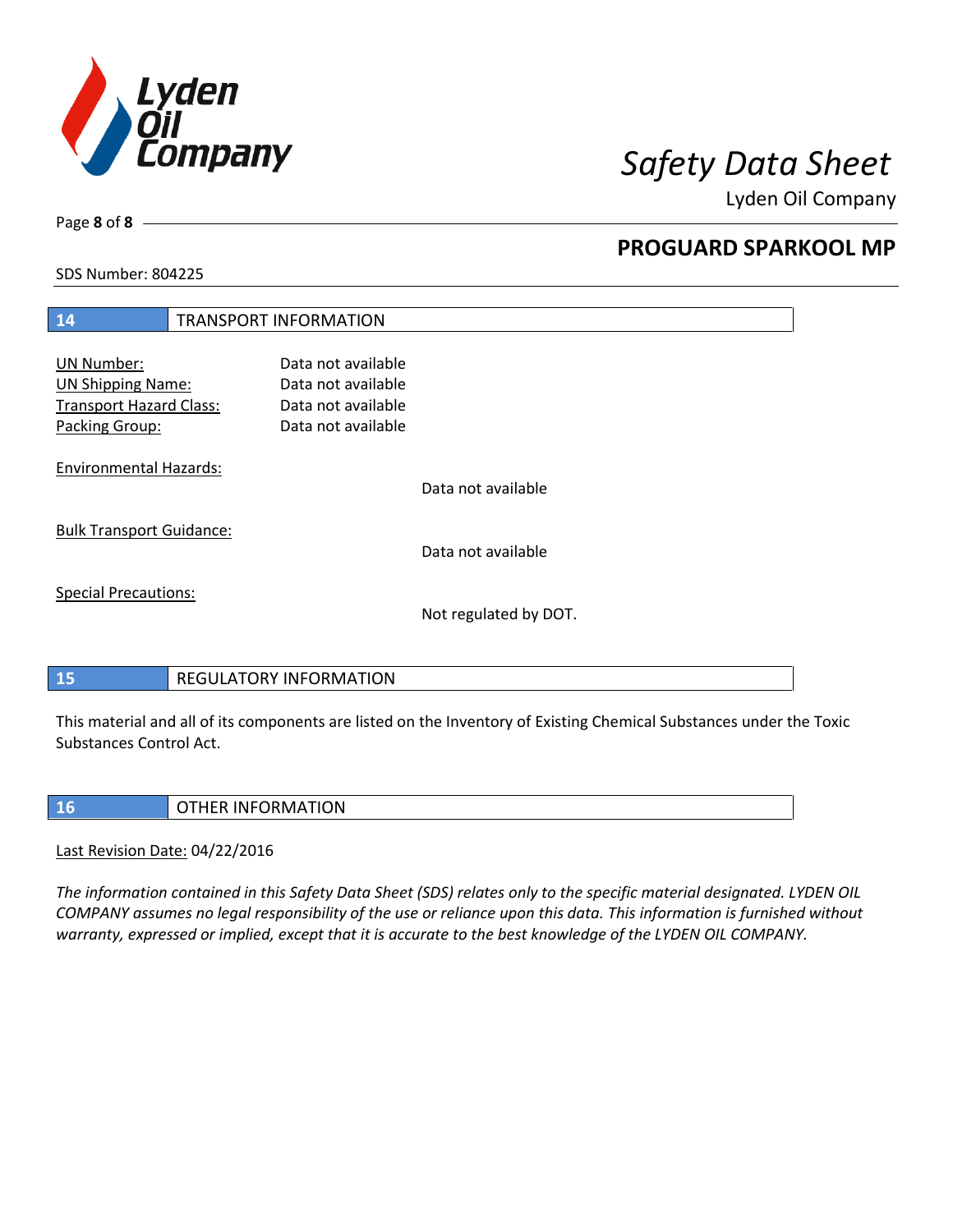## 14 TRANSPORT INFORMATION

| | |
|---|---|
| UN Number: | Data not available |
| UN Shipping Name: | Data not available |
| Transport Hazard Class: | Data not available |
| Packing Group: | Data not available |

Environmental Hazards:

Data not available

Bulk Transport Guidance:

Data not available

Special Precautions:

Not regulated by DOT.

## 15 REGULATORY INFORMATION

This material and all of its components are listed on the Inventory of Existing Chemical Substances under the Toxic Substances Control Act.

## 16 OTHER INFORMATION

Last Revision Date: 04/22/2016

*The information contained in this Safety Data Sheet (SDS) relates only to the specific material designated. LYDEN OIL COMPANY assumes no legal responsibility of the use or reliance upon this data. This information is furnished without warranty, expressed or implied, except that it is accurate to the best knowledge of the LYDEN OIL COMPANY.*